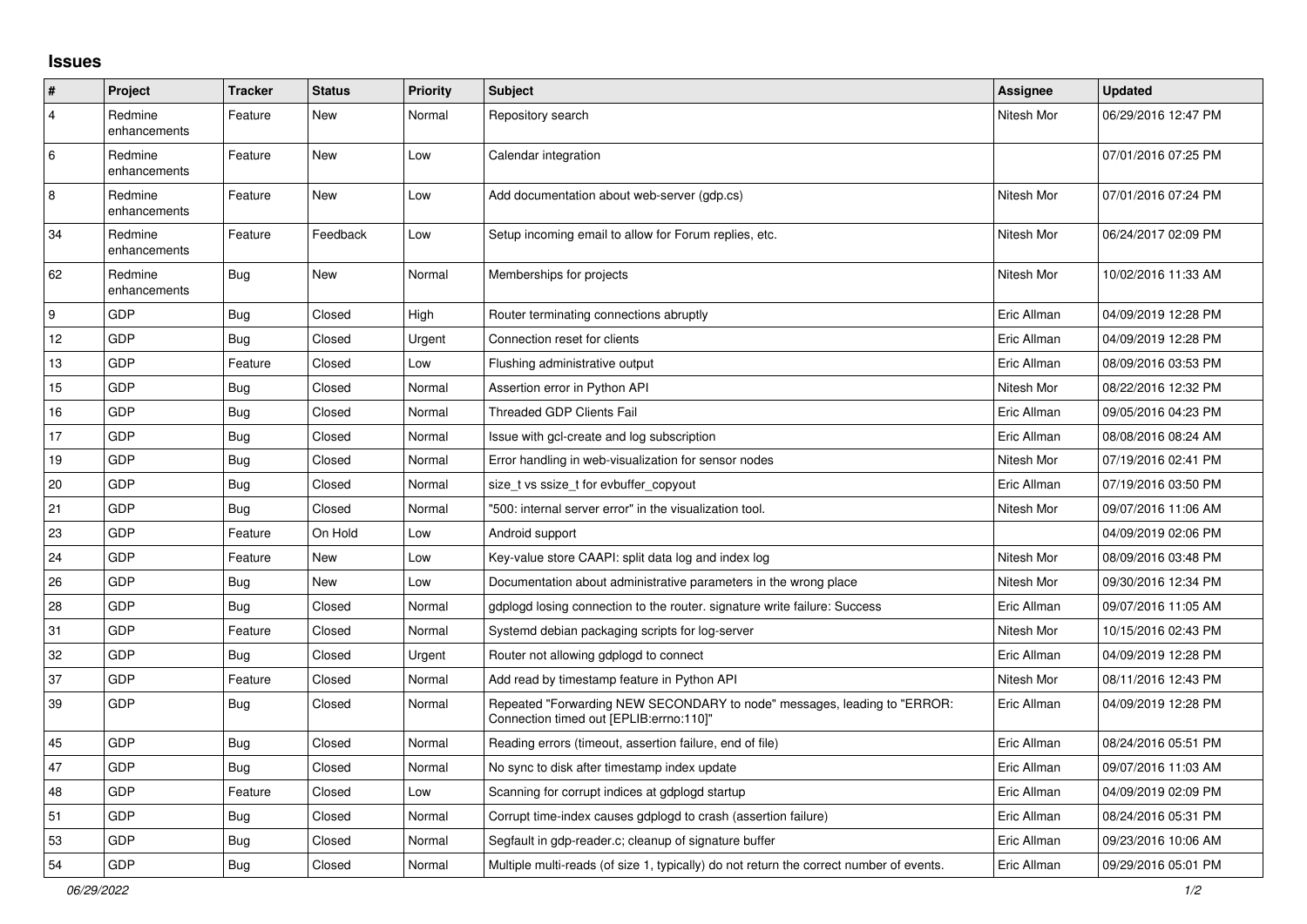# Issues

| # | Project | Tracker | Status | Priority | Subject | Assignee | Updated |
|---|---|---|---|---|---|---|---|
| 4 | Redmine enhancements | Feature | New | Normal | Repository search | Nitesh Mor | 06/29/2016 12:47 PM |
| 6 | Redmine enhancements | Feature | New | Low | Calendar integration | | 07/01/2016 07:25 PM |
| 8 | Redmine enhancements | Feature | New | Low | Add documentation about web-server (gdp.cs) | Nitesh Mor | 07/01/2016 07:24 PM |
| 34 | Redmine enhancements | Feature | Feedback | Low | Setup incoming email to allow for Forum replies, etc. | Nitesh Mor | 06/24/2017 02:09 PM |
| 62 | Redmine enhancements | Bug | New | Normal | Memberships for projects | Nitesh Mor | 10/02/2016 11:33 AM |
| 9 | GDP | Bug | Closed | High | Router terminating connections abruptly | Eric Allman | 04/09/2019 12:28 PM |
| 12 | GDP | Bug | Closed | Urgent | Connection reset for clients | Eric Allman | 04/09/2019 12:28 PM |
| 13 | GDP | Feature | Closed | Low | Flushing administrative output | Eric Allman | 08/09/2016 03:53 PM |
| 15 | GDP | Bug | Closed | Normal | Assertion error in Python API | Nitesh Mor | 08/22/2016 12:32 PM |
| 16 | GDP | Bug | Closed | Normal | Threaded GDP Clients Fail | Eric Allman | 09/05/2016 04:23 PM |
| 17 | GDP | Bug | Closed | Normal | Issue with gcl-create and log subscription | Eric Allman | 08/08/2016 08:24 AM |
| 19 | GDP | Bug | Closed | Normal | Error handling in web-visualization for sensor nodes | Nitesh Mor | 07/19/2016 02:41 PM |
| 20 | GDP | Bug | Closed | Normal | size_t vs ssize_t for evbuffer_copyout | Eric Allman | 07/19/2016 03:50 PM |
| 21 | GDP | Bug | Closed | Normal | "500: internal server error" in the visualization tool. | Nitesh Mor | 09/07/2016 11:06 AM |
| 23 | GDP | Feature | On Hold | Low | Android support | | 04/09/2019 02:06 PM |
| 24 | GDP | Feature | New | Low | Key-value store CAAPI: split data log and index log | Nitesh Mor | 08/09/2016 03:48 PM |
| 26 | GDP | Bug | New | Low | Documentation about administrative parameters in the wrong place | Nitesh Mor | 09/30/2016 12:34 PM |
| 28 | GDP | Bug | Closed | Normal | gdplogd losing connection to the router. signature write failure: Success | Eric Allman | 09/07/2016 11:05 AM |
| 31 | GDP | Feature | Closed | Normal | Systemd debian packaging scripts for log-server | Nitesh Mor | 10/15/2016 02:43 PM |
| 32 | GDP | Bug | Closed | Urgent | Router not allowing gdplogd to connect | Eric Allman | 04/09/2019 12:28 PM |
| 37 | GDP | Feature | Closed | Normal | Add read by timestamp feature in Python API | Nitesh Mor | 08/11/2016 12:43 PM |
| 39 | GDP | Bug | Closed | Normal | Repeated "Forwarding NEW SECONDARY to node" messages, leading to "ERROR: Connection timed out [EPLIB:errno:110]" | Eric Allman | 04/09/2019 12:28 PM |
| 45 | GDP | Bug | Closed | Normal | Reading errors (timeout, assertion failure, end of file) | Eric Allman | 08/24/2016 05:51 PM |
| 47 | GDP | Bug | Closed | Normal | No sync to disk after timestamp index update | Eric Allman | 09/07/2016 11:03 AM |
| 48 | GDP | Feature | Closed | Low | Scanning for corrupt indices at gdplogd startup | Eric Allman | 04/09/2019 02:09 PM |
| 51 | GDP | Bug | Closed | Normal | Corrupt time-index causes gdplogd to crash (assertion failure) | Eric Allman | 08/24/2016 05:31 PM |
| 53 | GDP | Bug | Closed | Normal | Segfault in gdp-reader.c; cleanup of signature buffer | Eric Allman | 09/23/2016 10:06 AM |
| 54 | GDP | Bug | Closed | Normal | Multiple multi-reads (of size 1, typically) do not return the correct number of events. | Eric Allman | 09/29/2016 05:01 PM |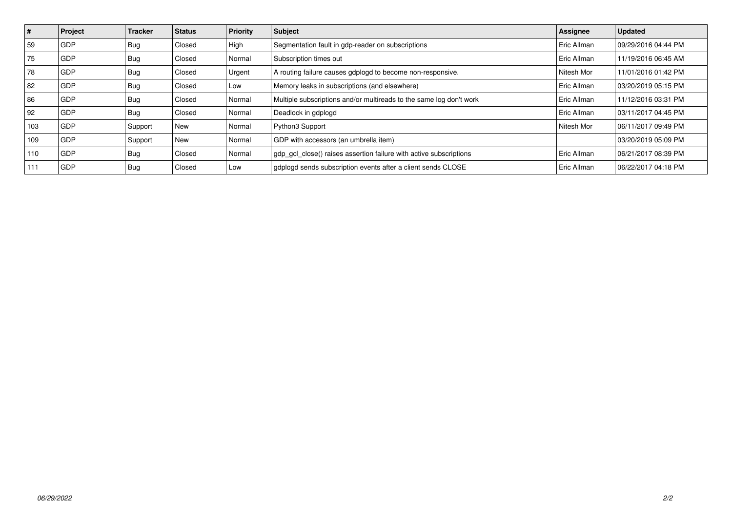| # | Project | Tracker | Status | Priority | Subject | Assignee | Updated |
| --- | --- | --- | --- | --- | --- | --- | --- |
| 59 | GDP | Bug | Closed | High | Segmentation fault in gdp-reader on subscriptions | Eric Allman | 09/29/2016 04:44 PM |
| 75 | GDP | Bug | Closed | Normal | Subscription times out | Eric Allman | 11/19/2016 06:45 AM |
| 78 | GDP | Bug | Closed | Urgent | A routing failure causes gdplogd to become non-responsive. | Nitesh Mor | 11/01/2016 01:42 PM |
| 82 | GDP | Bug | Closed | Low | Memory leaks in subscriptions (and elsewhere) | Eric Allman | 03/20/2019 05:15 PM |
| 86 | GDP | Bug | Closed | Normal | Multiple subscriptions and/or multireads to the same log don't work | Eric Allman | 11/12/2016 03:31 PM |
| 92 | GDP | Bug | Closed | Normal | Deadlock in gdplogd | Eric Allman | 03/11/2017 04:45 PM |
| 103 | GDP | Support | New | Normal | Python3 Support | Nitesh Mor | 06/11/2017 09:49 PM |
| 109 | GDP | Support | New | Normal | GDP with accessors (an umbrella item) | | 03/20/2019 05:09 PM |
| 110 | GDP | Bug | Closed | Normal | gdp_gcl_close() raises assertion failure with active subscriptions | Eric Allman | 06/21/2017 08:39 PM |
| 111 | GDP | Bug | Closed | Low | gdplogd sends subscription events after a client sends CLOSE | Eric Allman | 06/22/2017 04:18 PM |